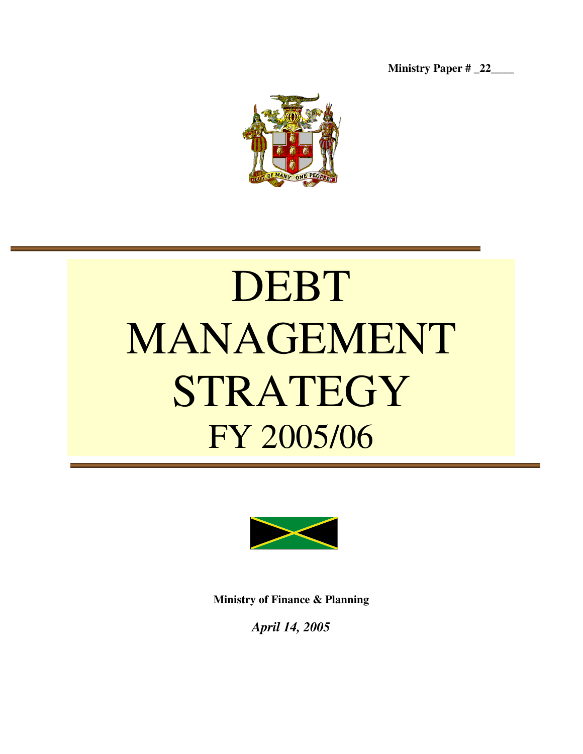**Ministry Paper # _22____**

# DEBT MANAGEMENT STRATEGY
# FY 2005/06

**Ministry of Finance & Planning**

***April 14, 2005***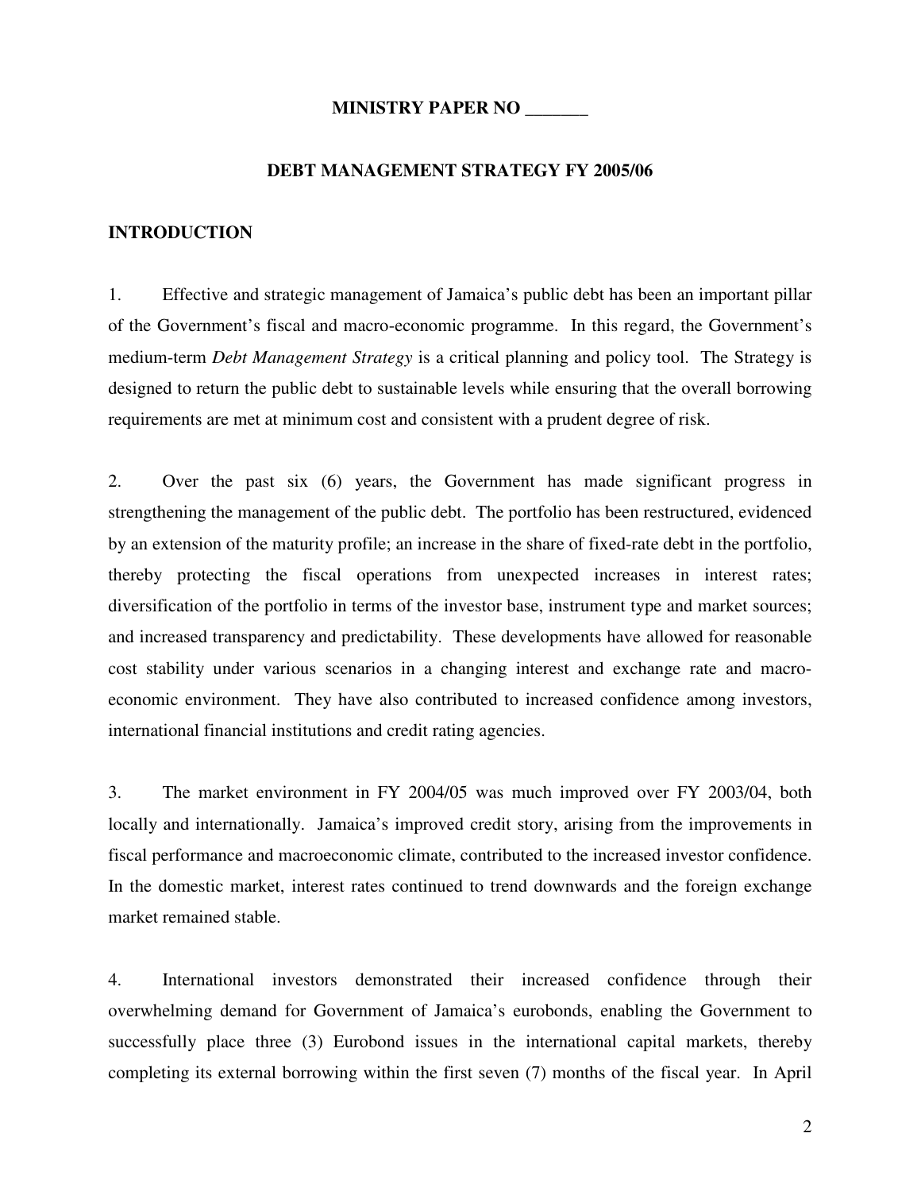**MINISTRY PAPER NO _______**

**DEBT MANAGEMENT STRATEGY FY 2005/06**

## INTRODUCTION

1. Effective and strategic management of Jamaica's public debt has been an important pillar of the Government's fiscal and macro-economic programme. In this regard, the Government's medium-term *Debt Management Strategy* is a critical planning and policy tool. The Strategy is designed to return the public debt to sustainable levels while ensuring that the overall borrowing requirements are met at minimum cost and consistent with a prudent degree of risk.

2. Over the past six (6) years, the Government has made significant progress in strengthening the management of the public debt. The portfolio has been restructured, evidenced by an extension of the maturity profile; an increase in the share of fixed-rate debt in the portfolio, thereby protecting the fiscal operations from unexpected increases in interest rates; diversification of the portfolio in terms of the investor base, instrument type and market sources; and increased transparency and predictability. These developments have allowed for reasonable cost stability under various scenarios in a changing interest and exchange rate and macro-economic environment. They have also contributed to increased confidence among investors, international financial institutions and credit rating agencies.

3. The market environment in FY 2004/05 was much improved over FY 2003/04, both locally and internationally. Jamaica's improved credit story, arising from the improvements in fiscal performance and macroeconomic climate, contributed to the increased investor confidence. In the domestic market, interest rates continued to trend downwards and the foreign exchange market remained stable.

4. International investors demonstrated their increased confidence through their overwhelming demand for Government of Jamaica's eurobonds, enabling the Government to successfully place three (3) Eurobond issues in the international capital markets, thereby completing its external borrowing within the first seven (7) months of the fiscal year. In April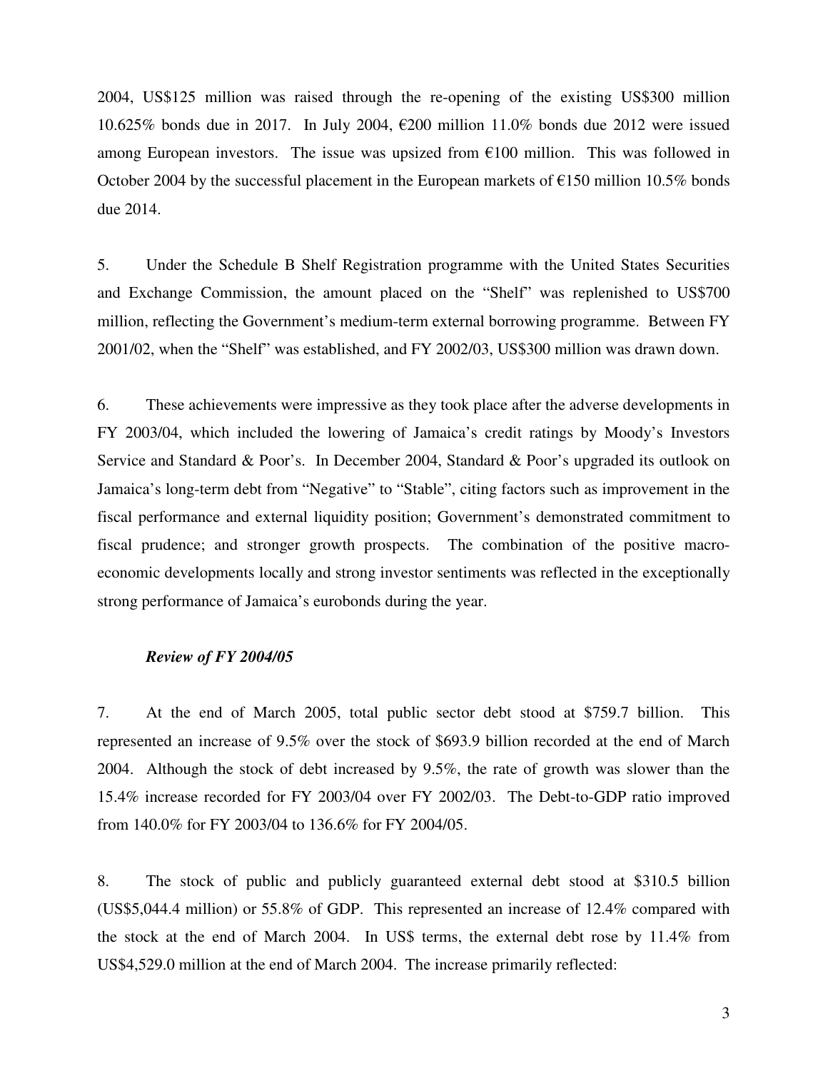2004, US$125 million was raised through the re-opening of the existing US$300 million 10.625% bonds due in 2017. In July 2004, €200 million 11.0% bonds due 2012 were issued among European investors. The issue was upsized from €100 million. This was followed in October 2004 by the successful placement in the European markets of €150 million 10.5% bonds due 2014.

5. Under the Schedule B Shelf Registration programme with the United States Securities and Exchange Commission, the amount placed on the "Shelf" was replenished to US$700 million, reflecting the Government's medium-term external borrowing programme. Between FY 2001/02, when the "Shelf" was established, and FY 2002/03, US$300 million was drawn down.

6. These achievements were impressive as they took place after the adverse developments in FY 2003/04, which included the lowering of Jamaica's credit ratings by Moody's Investors Service and Standard & Poor's. In December 2004, Standard & Poor's upgraded its outlook on Jamaica's long-term debt from "Negative" to "Stable", citing factors such as improvement in the fiscal performance and external liquidity position; Government's demonstrated commitment to fiscal prudence; and stronger growth prospects. The combination of the positive macro-economic developments locally and strong investor sentiments was reflected in the exceptionally strong performance of Jamaica's eurobonds during the year.

***Review of FY 2004/05***

7. At the end of March 2005, total public sector debt stood at $759.7 billion. This represented an increase of 9.5% over the stock of $693.9 billion recorded at the end of March 2004. Although the stock of debt increased by 9.5%, the rate of growth was slower than the 15.4% increase recorded for FY 2003/04 over FY 2002/03. The Debt-to-GDP ratio improved from 140.0% for FY 2003/04 to 136.6% for FY 2004/05.

8. The stock of public and publicly guaranteed external debt stood at $310.5 billion (US$5,044.4 million) or 55.8% of GDP. This represented an increase of 12.4% compared with the stock at the end of March 2004. In US$ terms, the external debt rose by 11.4% from US$4,529.0 million at the end of March 2004. The increase primarily reflected: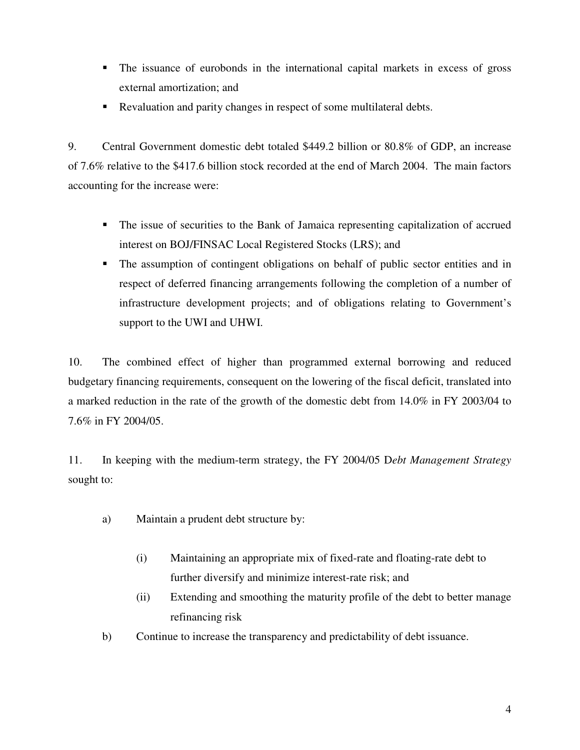- The issuance of eurobonds in the international capital markets in excess of gross external amortization; and
- Revaluation and parity changes in respect of some multilateral debts.

9. Central Government domestic debt totaled $449.2 billion or 80.8% of GDP, an increase of 7.6% relative to the $417.6 billion stock recorded at the end of March 2004. The main factors accounting for the increase were:

- The issue of securities to the Bank of Jamaica representing capitalization of accrued interest on BOJ/FINSAC Local Registered Stocks (LRS); and
- The assumption of contingent obligations on behalf of public sector entities and in respect of deferred financing arrangements following the completion of a number of infrastructure development projects; and of obligations relating to Government's support to the UWI and UHWI.

10. The combined effect of higher than programmed external borrowing and reduced budgetary financing requirements, consequent on the lowering of the fiscal deficit, translated into a marked reduction in the rate of the growth of the domestic debt from 14.0% in FY 2003/04 to 7.6% in FY 2004/05.

11. In keeping with the medium-term strategy, the FY 2004/05 D*ebt Management Strategy* sought to:

a) Maintain a prudent debt structure by:

   (i) Maintaining an appropriate mix of fixed-rate and floating-rate debt to further diversify and minimize interest-rate risk; and

   (ii) Extending and smoothing the maturity profile of the debt to better manage refinancing risk

b) Continue to increase the transparency and predictability of debt issuance.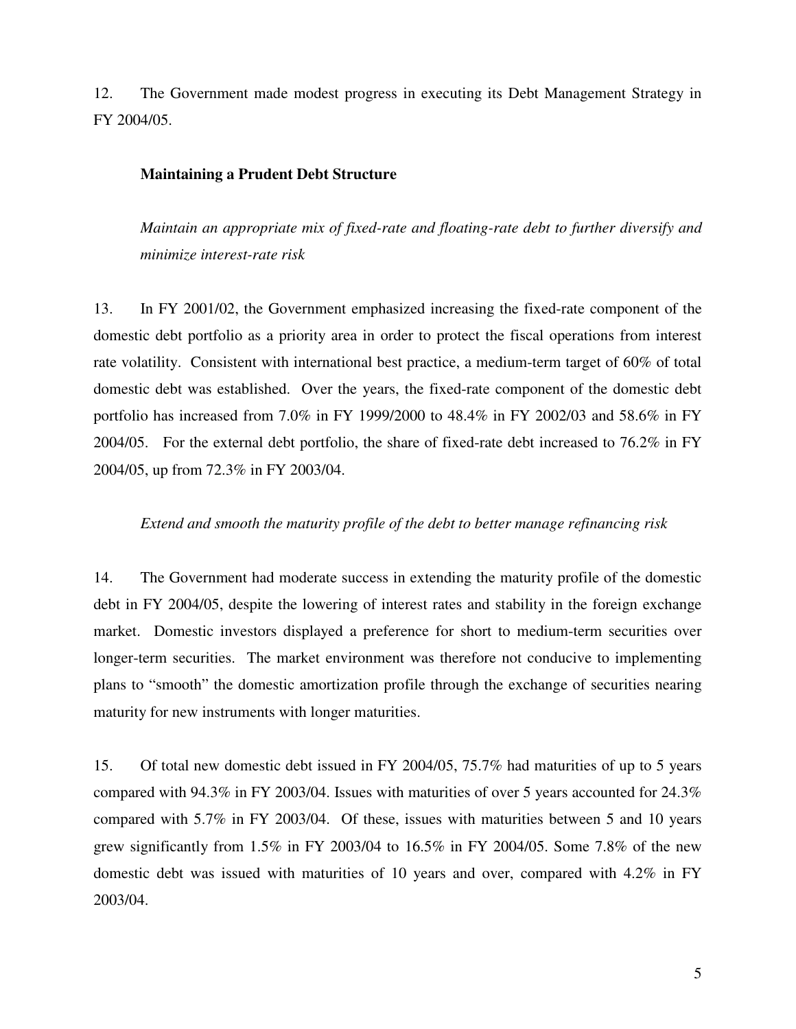12. The Government made modest progress in executing its Debt Management Strategy in FY 2004/05.

### Maintaining a Prudent Debt Structure

*Maintain an appropriate mix of fixed-rate and floating-rate debt to further diversify and minimize interest-rate risk*

13. In FY 2001/02, the Government emphasized increasing the fixed-rate component of the domestic debt portfolio as a priority area in order to protect the fiscal operations from interest rate volatility. Consistent with international best practice, a medium-term target of 60% of total domestic debt was established. Over the years, the fixed-rate component of the domestic debt portfolio has increased from 7.0% in FY 1999/2000 to 48.4% in FY 2002/03 and 58.6% in FY 2004/05. For the external debt portfolio, the share of fixed-rate debt increased to 76.2% in FY 2004/05, up from 72.3% in FY 2003/04.

*Extend and smooth the maturity profile of the debt to better manage refinancing risk*

14. The Government had moderate success in extending the maturity profile of the domestic debt in FY 2004/05, despite the lowering of interest rates and stability in the foreign exchange market. Domestic investors displayed a preference for short to medium-term securities over longer-term securities. The market environment was therefore not conducive to implementing plans to "smooth" the domestic amortization profile through the exchange of securities nearing maturity for new instruments with longer maturities.

15. Of total new domestic debt issued in FY 2004/05, 75.7% had maturities of up to 5 years compared with 94.3% in FY 2003/04. Issues with maturities of over 5 years accounted for 24.3% compared with 5.7% in FY 2003/04. Of these, issues with maturities between 5 and 10 years grew significantly from 1.5% in FY 2003/04 to 16.5% in FY 2004/05. Some 7.8% of the new domestic debt was issued with maturities of 10 years and over, compared with 4.2% in FY 2003/04.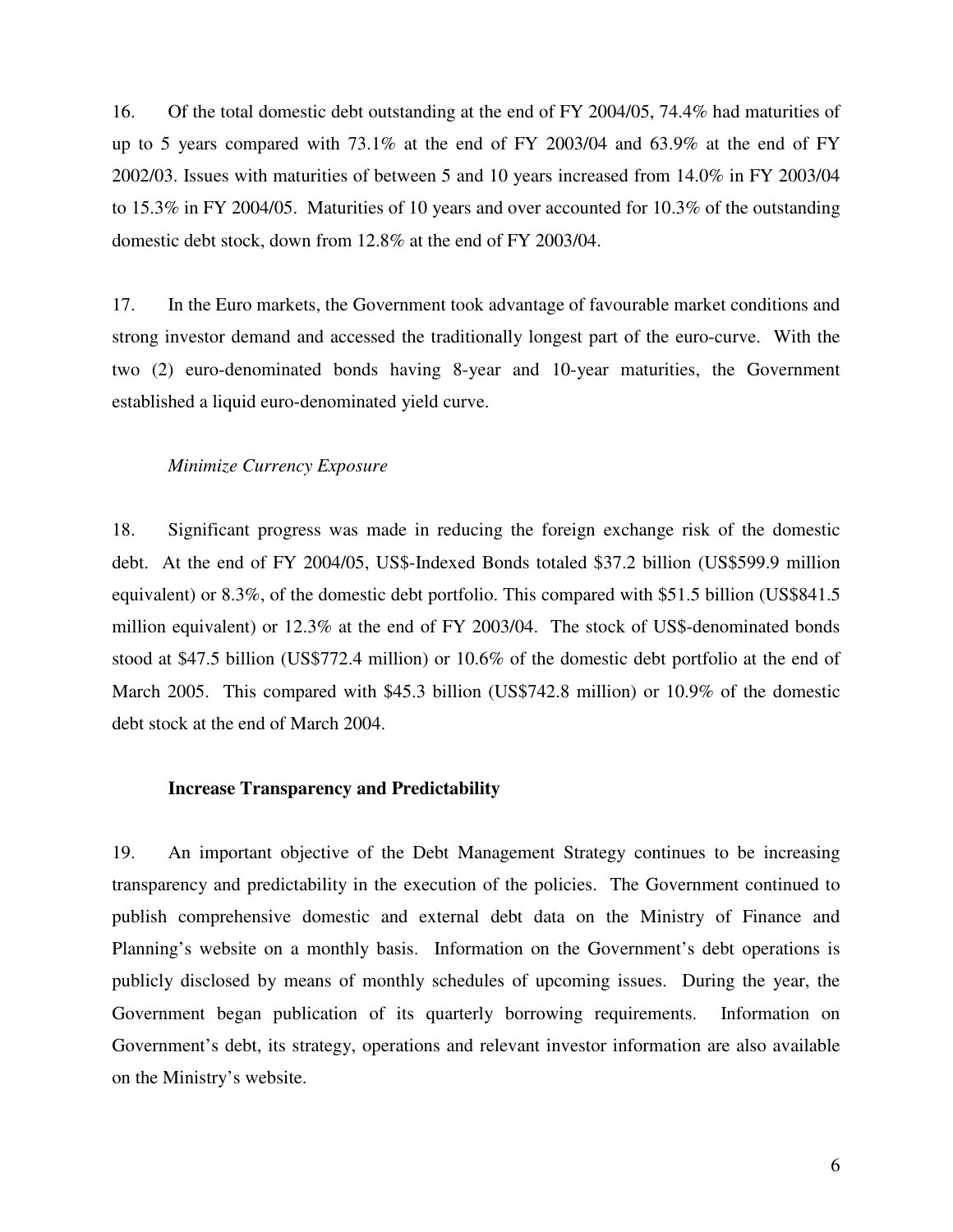16. Of the total domestic debt outstanding at the end of FY 2004/05, 74.4% had maturities of up to 5 years compared with 73.1% at the end of FY 2003/04 and 63.9% at the end of FY 2002/03. Issues with maturities of between 5 and 10 years increased from 14.0% in FY 2003/04 to 15.3% in FY 2004/05. Maturities of 10 years and over accounted for 10.3% of the outstanding domestic debt stock, down from 12.8% at the end of FY 2003/04.

17. In the Euro markets, the Government took advantage of favourable market conditions and strong investor demand and accessed the traditionally longest part of the euro-curve. With the two (2) euro-denominated bonds having 8-year and 10-year maturities, the Government established a liquid euro-denominated yield curve.

*Minimize Currency Exposure*

18. Significant progress was made in reducing the foreign exchange risk of the domestic debt. At the end of FY 2004/05, US$-Indexed Bonds totaled $37.2 billion (US$599.9 million equivalent) or 8.3%, of the domestic debt portfolio. This compared with $51.5 billion (US$841.5 million equivalent) or 12.3% at the end of FY 2003/04. The stock of US$-denominated bonds stood at $47.5 billion (US$772.4 million) or 10.6% of the domestic debt portfolio at the end of March 2005. This compared with $45.3 billion (US$742.8 million) or 10.9% of the domestic debt stock at the end of March 2004.

**Increase Transparency and Predictability**

19. An important objective of the Debt Management Strategy continues to be increasing transparency and predictability in the execution of the policies. The Government continued to publish comprehensive domestic and external debt data on the Ministry of Finance and Planning's website on a monthly basis. Information on the Government's debt operations is publicly disclosed by means of monthly schedules of upcoming issues. During the year, the Government began publication of its quarterly borrowing requirements. Information on Government's debt, its strategy, operations and relevant investor information are also available on the Ministry's website.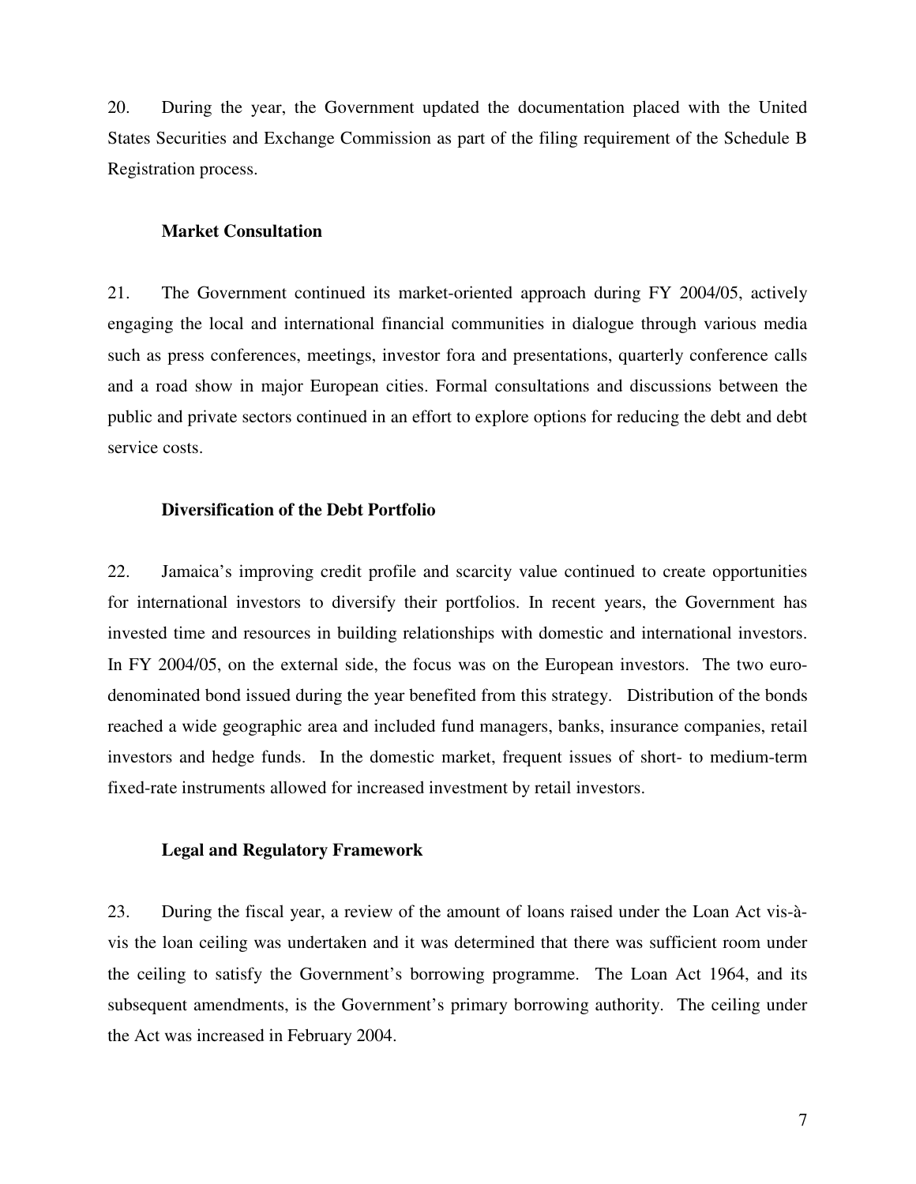20. During the year, the Government updated the documentation placed with the United States Securities and Exchange Commission as part of the filing requirement of the Schedule B Registration process.

**Market Consultation**

21. The Government continued its market-oriented approach during FY 2004/05, actively engaging the local and international financial communities in dialogue through various media such as press conferences, meetings, investor fora and presentations, quarterly conference calls and a road show in major European cities. Formal consultations and discussions between the public and private sectors continued in an effort to explore options for reducing the debt and debt service costs.

**Diversification of the Debt Portfolio**

22. Jamaica's improving credit profile and scarcity value continued to create opportunities for international investors to diversify their portfolios. In recent years, the Government has invested time and resources in building relationships with domestic and international investors. In FY 2004/05, on the external side, the focus was on the European investors. The two euro-denominated bond issued during the year benefited from this strategy. Distribution of the bonds reached a wide geographic area and included fund managers, banks, insurance companies, retail investors and hedge funds. In the domestic market, frequent issues of short- to medium-term fixed-rate instruments allowed for increased investment by retail investors.

**Legal and Regulatory Framework**

23. During the fiscal year, a review of the amount of loans raised under the Loan Act vis-à-vis the loan ceiling was undertaken and it was determined that there was sufficient room under the ceiling to satisfy the Government's borrowing programme. The Loan Act 1964, and its subsequent amendments, is the Government's primary borrowing authority. The ceiling under the Act was increased in February 2004.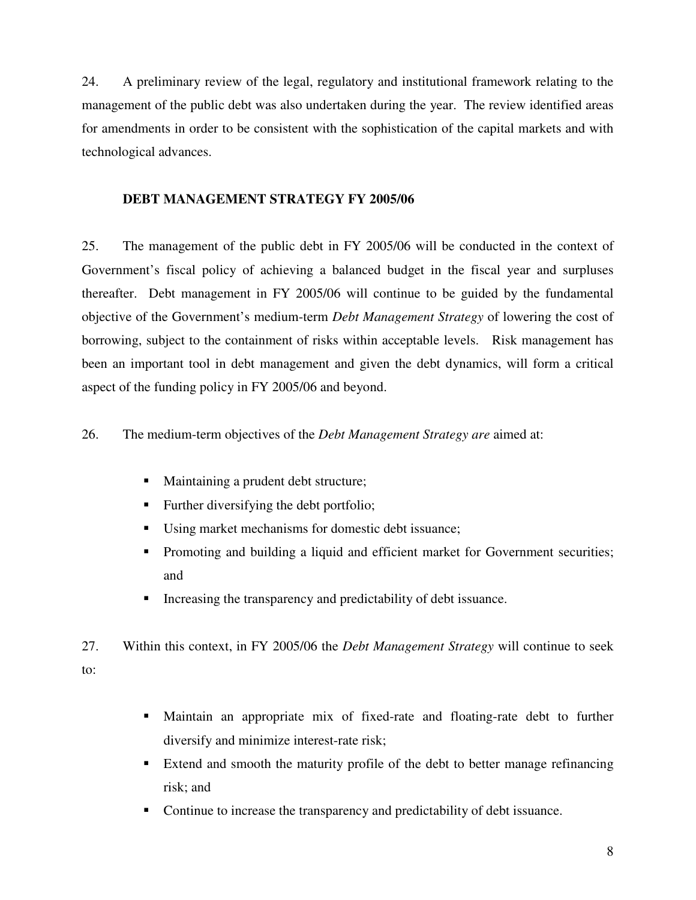24. A preliminary review of the legal, regulatory and institutional framework relating to the management of the public debt was also undertaken during the year. The review identified areas for amendments in order to be consistent with the sophistication of the capital markets and with technological advances.

## DEBT MANAGEMENT STRATEGY FY 2005/06

25. The management of the public debt in FY 2005/06 will be conducted in the context of Government's fiscal policy of achieving a balanced budget in the fiscal year and surpluses thereafter. Debt management in FY 2005/06 will continue to be guided by the fundamental objective of the Government's medium-term *Debt Management Strategy* of lowering the cost of borrowing, subject to the containment of risks within acceptable levels. Risk management has been an important tool in debt management and given the debt dynamics, will form a critical aspect of the funding policy in FY 2005/06 and beyond.

26. The medium-term objectives of the *Debt Management Strategy are* aimed at:

- Maintaining a prudent debt structure;
- Further diversifying the debt portfolio;
- Using market mechanisms for domestic debt issuance;
- Promoting and building a liquid and efficient market for Government securities; and
- Increasing the transparency and predictability of debt issuance.

27. Within this context, in FY 2005/06 the *Debt Management Strategy* will continue to seek to:

- Maintain an appropriate mix of fixed-rate and floating-rate debt to further diversify and minimize interest-rate risk;
- Extend and smooth the maturity profile of the debt to better manage refinancing risk; and
- Continue to increase the transparency and predictability of debt issuance.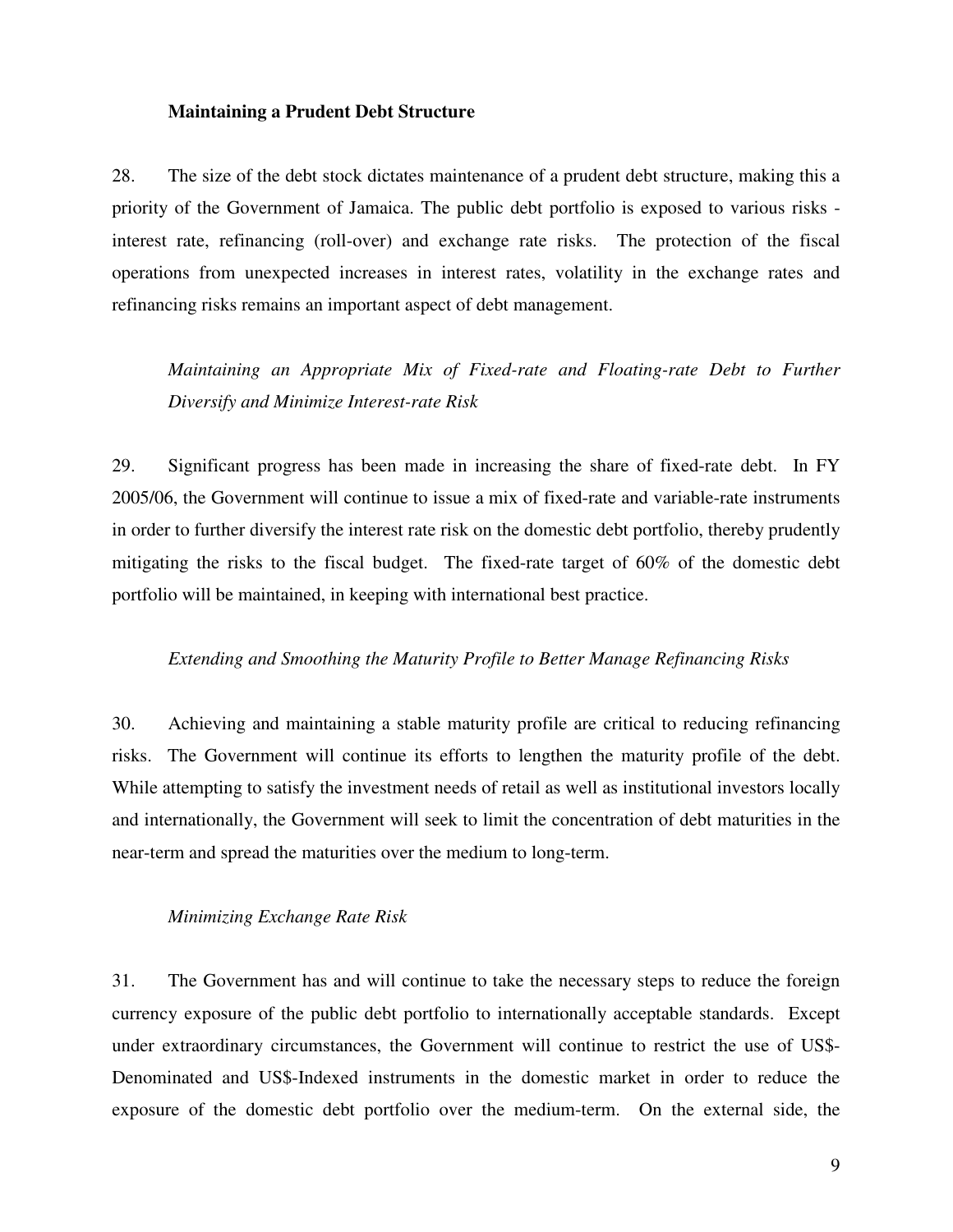**Maintaining a Prudent Debt Structure**

28. The size of the debt stock dictates maintenance of a prudent debt structure, making this a priority of the Government of Jamaica. The public debt portfolio is exposed to various risks - interest rate, refinancing (roll-over) and exchange rate risks. The protection of the fiscal operations from unexpected increases in interest rates, volatility in the exchange rates and refinancing risks remains an important aspect of debt management.

*Maintaining an Appropriate Mix of Fixed-rate and Floating-rate Debt to Further Diversify and Minimize Interest-rate Risk*

29. Significant progress has been made in increasing the share of fixed-rate debt. In FY 2005/06, the Government will continue to issue a mix of fixed-rate and variable-rate instruments in order to further diversify the interest rate risk on the domestic debt portfolio, thereby prudently mitigating the risks to the fiscal budget. The fixed-rate target of 60% of the domestic debt portfolio will be maintained, in keeping with international best practice.

*Extending and Smoothing the Maturity Profile to Better Manage Refinancing Risks*

30. Achieving and maintaining a stable maturity profile are critical to reducing refinancing risks. The Government will continue its efforts to lengthen the maturity profile of the debt. While attempting to satisfy the investment needs of retail as well as institutional investors locally and internationally, the Government will seek to limit the concentration of debt maturities in the near-term and spread the maturities over the medium to long-term.

*Minimizing Exchange Rate Risk*

31. The Government has and will continue to take the necessary steps to reduce the foreign currency exposure of the public debt portfolio to internationally acceptable standards. Except under extraordinary circumstances, the Government will continue to restrict the use of US$-Denominated and US$-Indexed instruments in the domestic market in order to reduce the exposure of the domestic debt portfolio over the medium-term. On the external side, the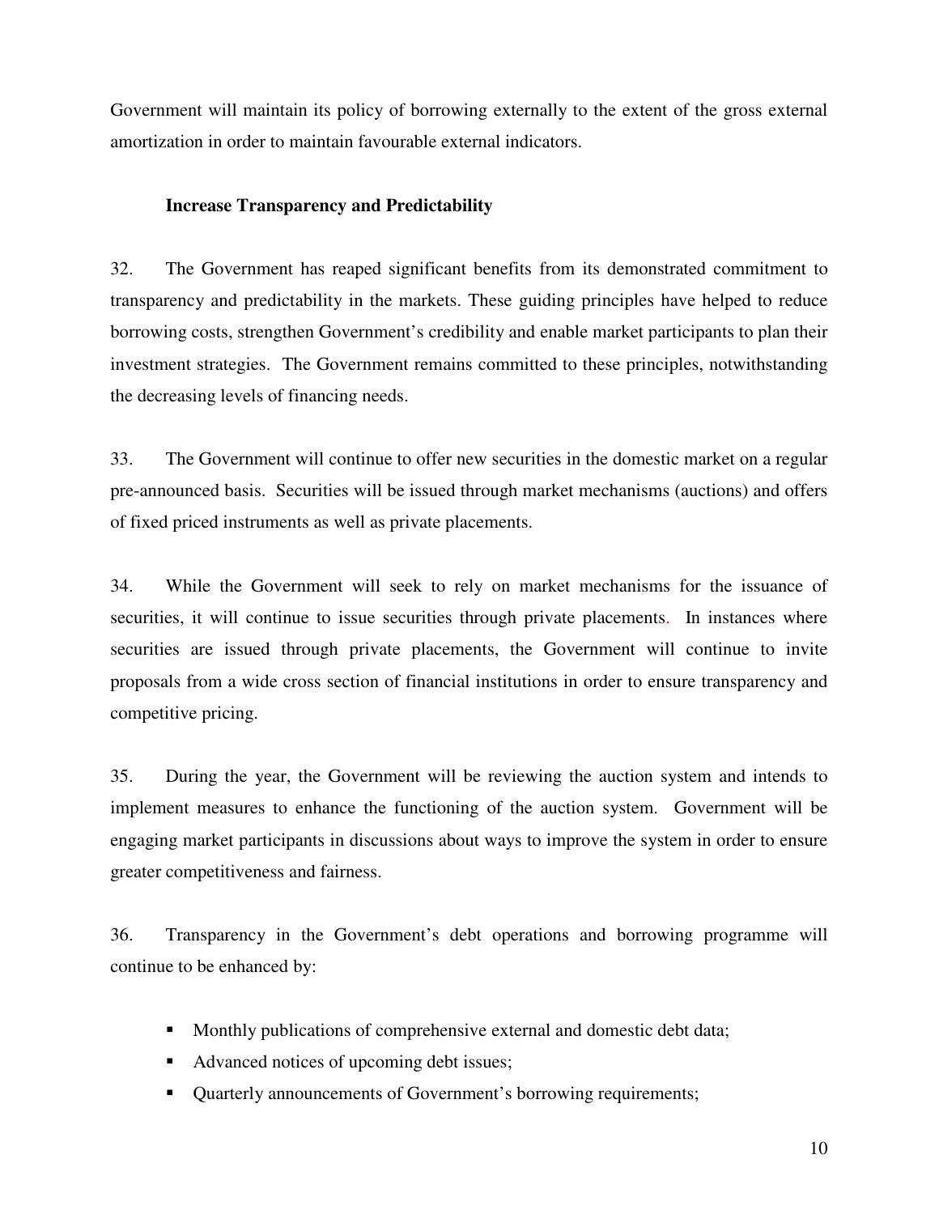Government will maintain its policy of borrowing externally to the extent of the gross external amortization in order to maintain favourable external indicators.

### Increase Transparency and Predictability

32. The Government has reaped significant benefits from its demonstrated commitment to transparency and predictability in the markets. These guiding principles have helped to reduce borrowing costs, strengthen Government's credibility and enable market participants to plan their investment strategies. The Government remains committed to these principles, notwithstanding the decreasing levels of financing needs.

33. The Government will continue to offer new securities in the domestic market on a regular pre-announced basis. Securities will be issued through market mechanisms (auctions) and offers of fixed priced instruments as well as private placements.

34. While the Government will seek to rely on market mechanisms for the issuance of securities, it will continue to issue securities through private placements. In instances where securities are issued through private placements, the Government will continue to invite proposals from a wide cross section of financial institutions in order to ensure transparency and competitive pricing.

35. During the year, the Government will be reviewing the auction system and intends to implement measures to enhance the functioning of the auction system. Government will be engaging market participants in discussions about ways to improve the system in order to ensure greater competitiveness and fairness.

36. Transparency in the Government's debt operations and borrowing programme will continue to be enhanced by:

- Monthly publications of comprehensive external and domestic debt data;
- Advanced notices of upcoming debt issues;
- Quarterly announcements of Government's borrowing requirements;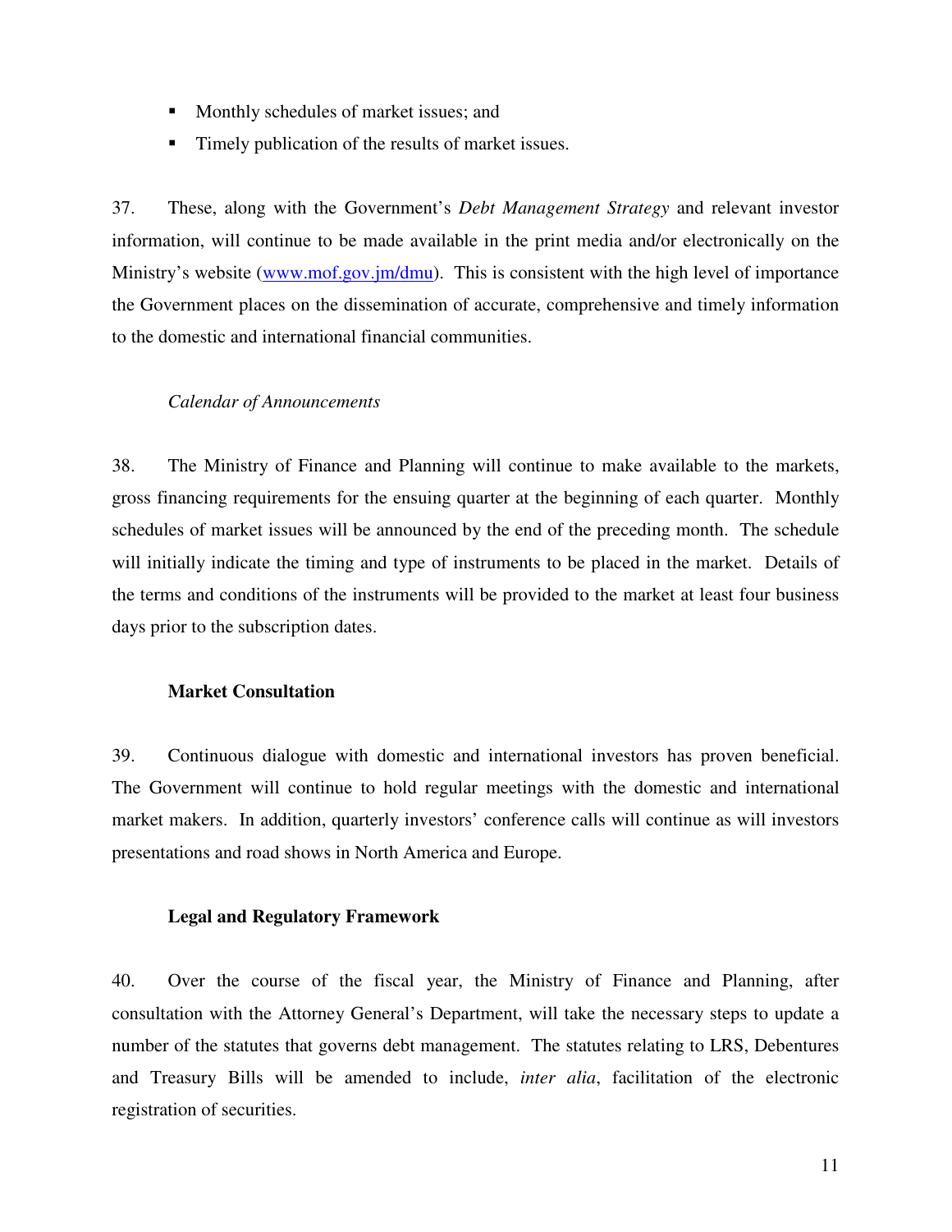- Monthly schedules of market issues; and
- Timely publication of the results of market issues.

37. These, along with the Government's *Debt Management Strategy* and relevant investor information, will continue to be made available in the print media and/or electronically on the Ministry's website (www.mof.gov.jm/dmu). This is consistent with the high level of importance the Government places on the dissemination of accurate, comprehensive and timely information to the domestic and international financial communities.

*Calendar of Announcements*

38. The Ministry of Finance and Planning will continue to make available to the markets, gross financing requirements for the ensuing quarter at the beginning of each quarter. Monthly schedules of market issues will be announced by the end of the preceding month. The schedule will initially indicate the timing and type of instruments to be placed in the market. Details of the terms and conditions of the instruments will be provided to the market at least four business days prior to the subscription dates.

**Market Consultation**

39. Continuous dialogue with domestic and international investors has proven beneficial. The Government will continue to hold regular meetings with the domestic and international market makers. In addition, quarterly investors' conference calls will continue as will investors presentations and road shows in North America and Europe.

**Legal and Regulatory Framework**

40. Over the course of the fiscal year, the Ministry of Finance and Planning, after consultation with the Attorney General's Department, will take the necessary steps to update a number of the statutes that governs debt management. The statutes relating to LRS, Debentures and Treasury Bills will be amended to include, *inter alia*, facilitation of the electronic registration of securities.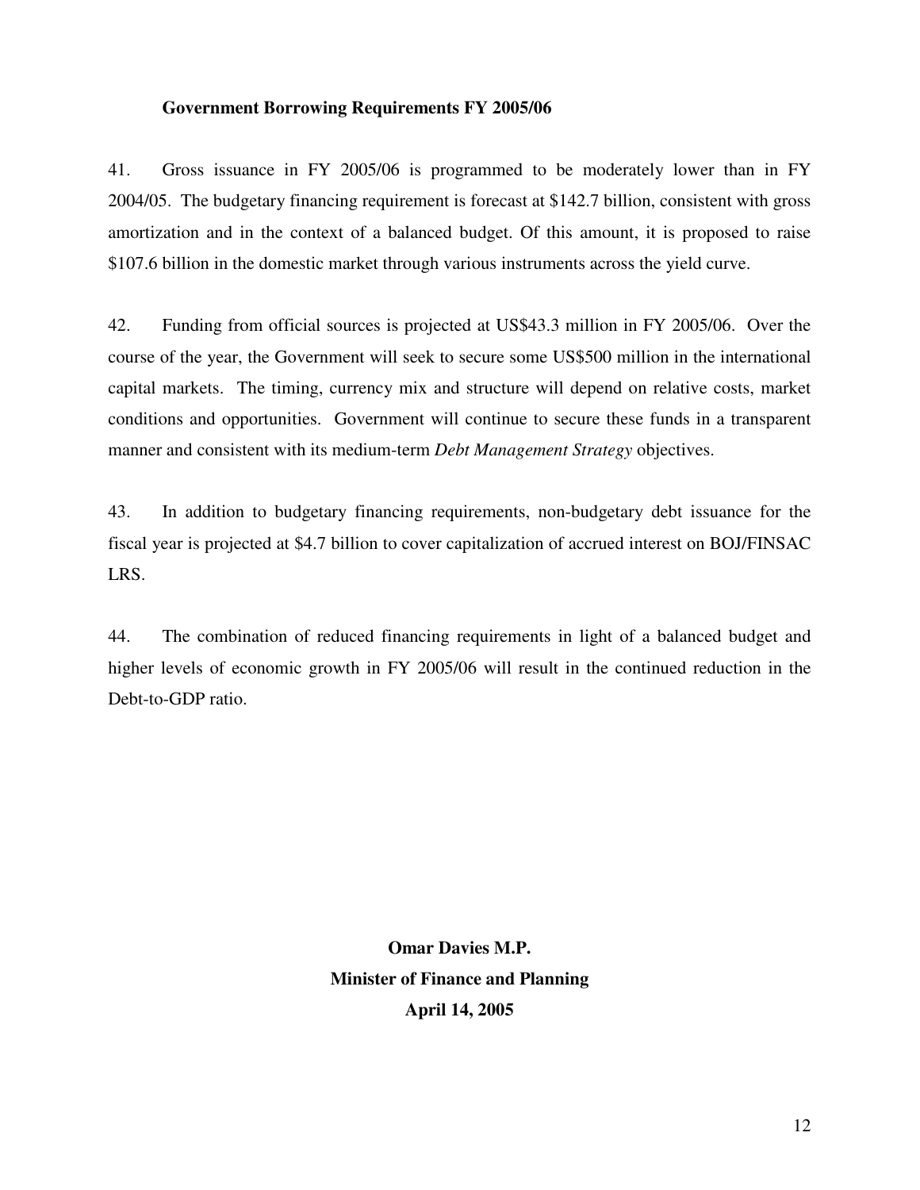**Government Borrowing Requirements FY 2005/06**

41. Gross issuance in FY 2005/06 is programmed to be moderately lower than in FY 2004/05. The budgetary financing requirement is forecast at $142.7 billion, consistent with gross amortization and in the context of a balanced budget. Of this amount, it is proposed to raise $107.6 billion in the domestic market through various instruments across the yield curve.

42. Funding from official sources is projected at US$43.3 million in FY 2005/06. Over the course of the year, the Government will seek to secure some US$500 million in the international capital markets. The timing, currency mix and structure will depend on relative costs, market conditions and opportunities. Government will continue to secure these funds in a transparent manner and consistent with its medium-term *Debt Management Strategy* objectives.

43. In addition to budgetary financing requirements, non-budgetary debt issuance for the fiscal year is projected at $4.7 billion to cover capitalization of accrued interest on BOJ/FINSAC LRS.

44. The combination of reduced financing requirements in light of a balanced budget and higher levels of economic growth in FY 2005/06 will result in the continued reduction in the Debt-to-GDP ratio.

**Omar Davies M.P.**
**Minister of Finance and Planning**
**April 14, 2005**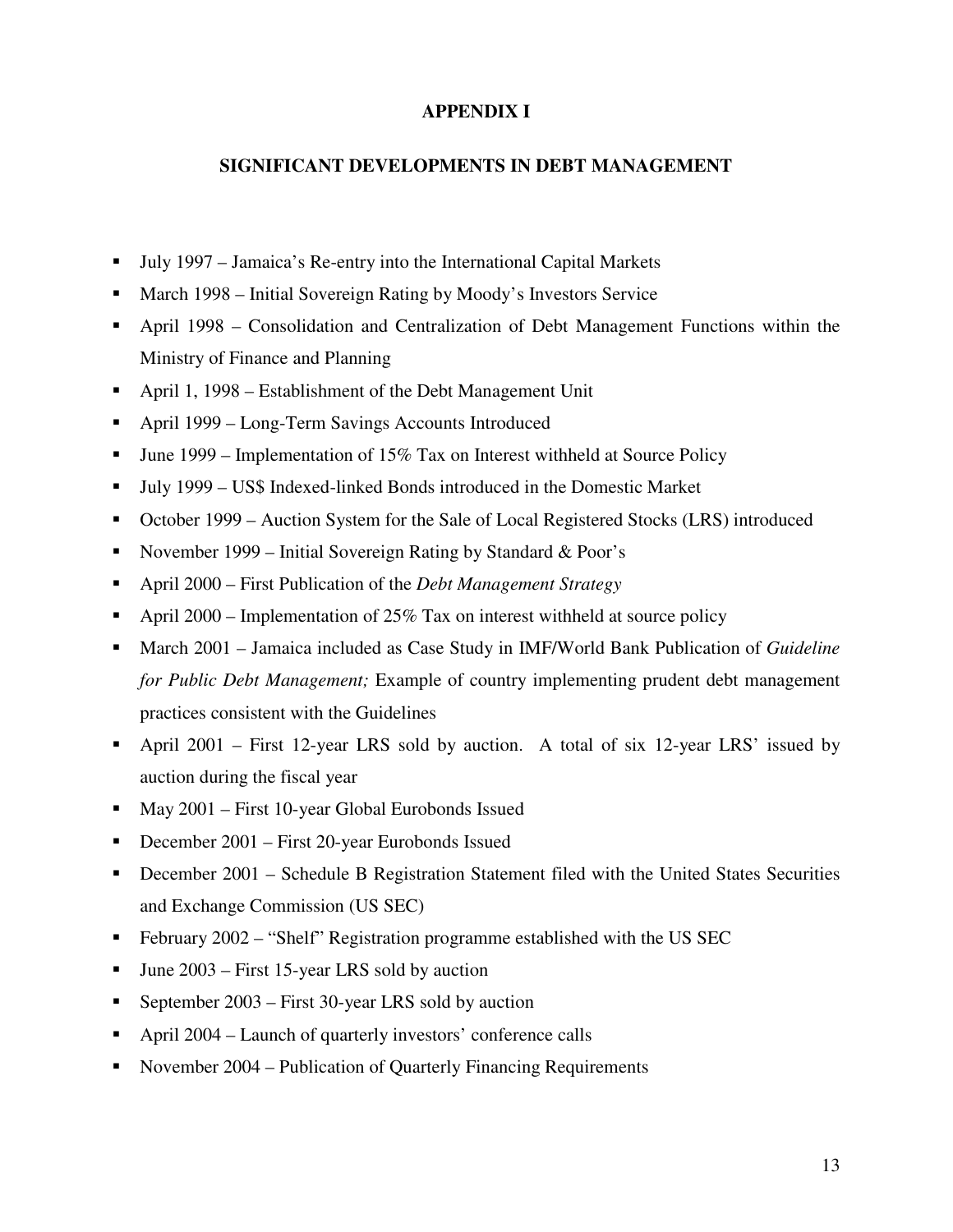# APPENDIX I

## SIGNIFICANT DEVELOPMENTS IN DEBT MANAGEMENT

- July 1997 – Jamaica's Re-entry into the International Capital Markets
- March 1998 – Initial Sovereign Rating by Moody's Investors Service
- April 1998 – Consolidation and Centralization of Debt Management Functions within the Ministry of Finance and Planning
- April 1, 1998 – Establishment of the Debt Management Unit
- April 1999 – Long-Term Savings Accounts Introduced
- June 1999 – Implementation of 15% Tax on Interest withheld at Source Policy
- July 1999 – US$ Indexed-linked Bonds introduced in the Domestic Market
- October 1999 – Auction System for the Sale of Local Registered Stocks (LRS) introduced
- November 1999 – Initial Sovereign Rating by Standard & Poor's
- April 2000 – First Publication of the *Debt Management Strategy*
- April 2000 – Implementation of 25% Tax on interest withheld at source policy
- March 2001 – Jamaica included as Case Study in IMF/World Bank Publication of *Guideline for Public Debt Management;* Example of country implementing prudent debt management practices consistent with the Guidelines
- April 2001 – First 12-year LRS sold by auction. A total of six 12-year LRS' issued by auction during the fiscal year
- May 2001 – First 10-year Global Eurobonds Issued
- December 2001 – First 20-year Eurobonds Issued
- December 2001 – Schedule B Registration Statement filed with the United States Securities and Exchange Commission (US SEC)
- February 2002 – "Shelf" Registration programme established with the US SEC
- June 2003 – First 15-year LRS sold by auction
- September 2003 – First 30-year LRS sold by auction
- April 2004 – Launch of quarterly investors' conference calls
- November 2004 – Publication of Quarterly Financing Requirements